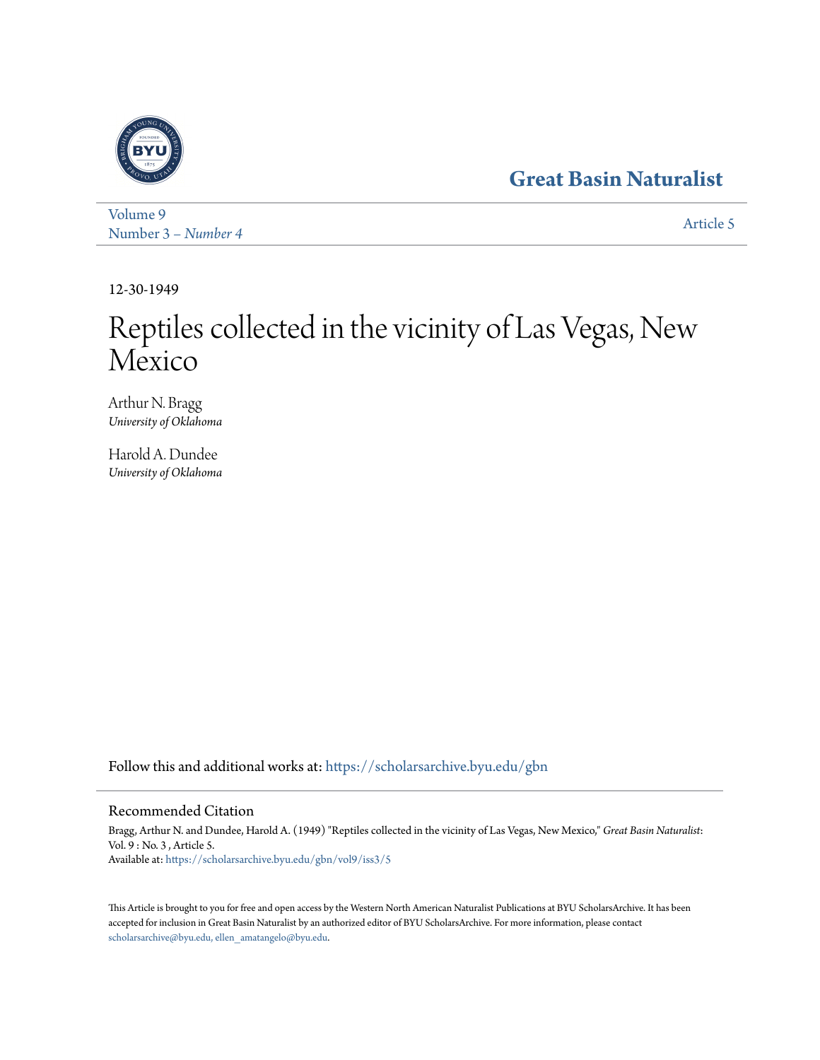Great Basin Naturalist

Volume 9
Number 3 – *Number 4*

Article 5

12-30-1949

# Reptiles collected in the vicinity of Las Vegas, New Mexico

Arthur N. Bragg
*University of Oklahoma*

Harold A. Dundee
*University of Oklahoma*

Follow this and additional works at: https://scholarsarchive.byu.edu/gbn

## Recommended Citation

Bragg, Arthur N. and Dundee, Harold A. (1949) "Reptiles collected in the vicinity of Las Vegas, New Mexico," *Great Basin Naturalist*: Vol. 9 : No. 3 , Article 5.
Available at: https://scholarsarchive.byu.edu/gbn/vol9/iss3/5

This Article is brought to you for free and open access by the Western North American Naturalist Publications at BYU ScholarsArchive. It has been accepted for inclusion in Great Basin Naturalist by an authorized editor of BYU ScholarsArchive. For more information, please contact scholarsarchive@byu.edu, ellen_amatangelo@byu.edu.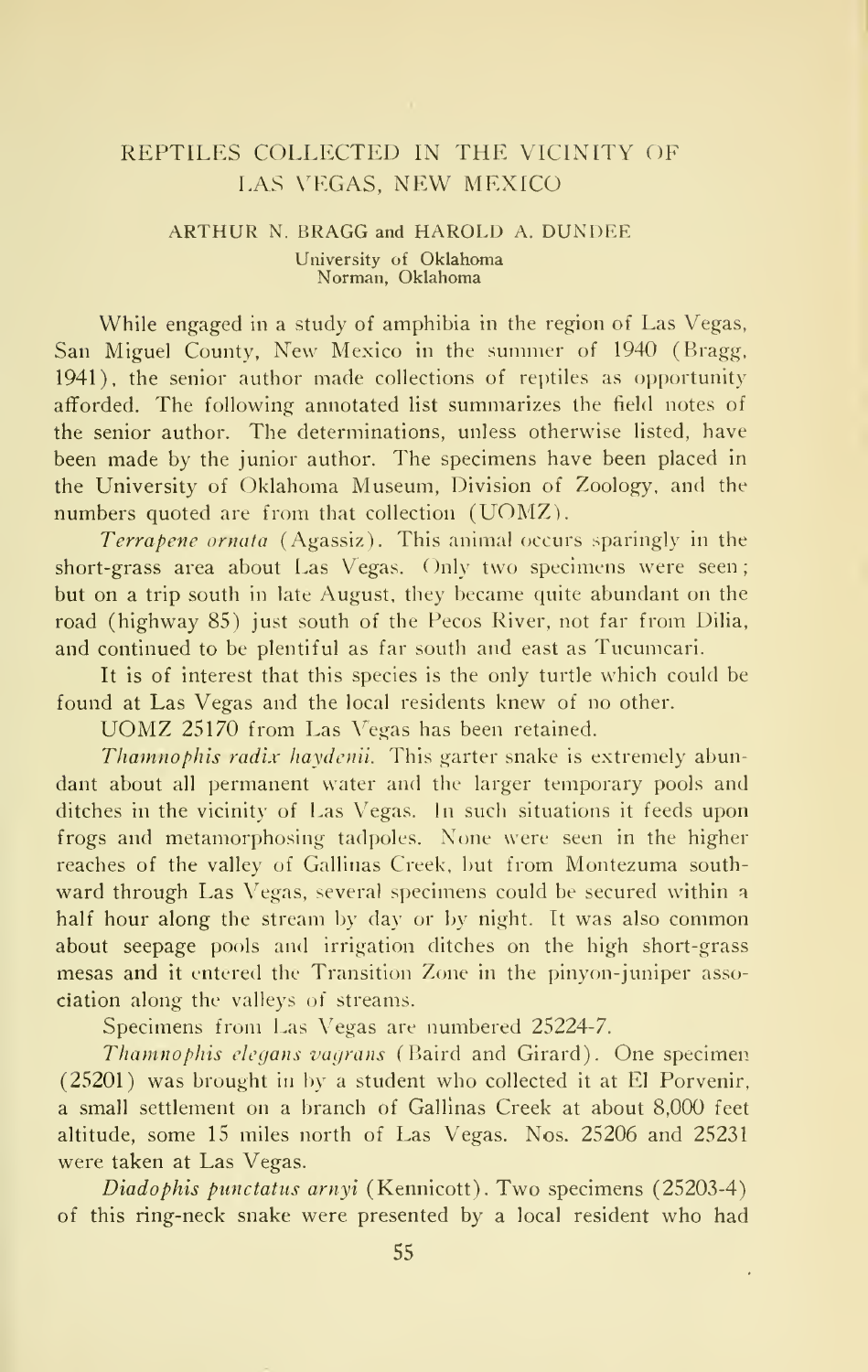# REPTILES COLLECTED IN THE VICINITY OF LAS VEGAS, NEW MEXICO

ARTHUR N. BRAGG and HAROLD A. DUNDEE
University of Oklahoma
Norman, Oklahoma

While engaged in a study of amphibia in the region of Las Vegas, San Miguel County, New Mexico in the summer of 1940 (Bragg, 1941), the senior author made collections of reptiles as opportunity afforded. The following annotated list summarizes the field notes of the senior author. The determinations, unless otherwise listed, have been made by the junior author. The specimens have been placed in the University of Oklahoma Museum, Division of Zoology, and the numbers quoted are from that collection (UOMZ).

*Terrapene ornata* (Agassiz). This animal occurs sparingly in the short-grass area about Las Vegas. Only two specimens were seen; but on a trip south in late August, they became quite abundant on the road (highway 85) just south of the Pecos River, not far from Dilia, and continued to be plentiful as far south and east as Tucumcari.

It is of interest that this species is the only turtle which could be found at Las Vegas and the local residents knew of no other.

UOMZ 25170 from Las Vegas has been retained.

*Thamnophis radix haydenii.* This garter snake is extremely abundant about all permanent water and the larger temporary pools and ditches in the vicinity of Las Vegas. In such situations it feeds upon frogs and metamorphosing tadpoles. None were seen in the higher reaches of the valley of Gallinas Creek, but from Montezuma southward through Las Vegas, several specimens could be secured within a half hour along the stream by day or by night. It was also common about seepage pools and irrigation ditches on the high short-grass mesas and it entered the Transition Zone in the pinyon-juniper association along the valleys of streams.

Specimens from Las Vegas are numbered 25224-7.

*Thamnophis elegans vagrans* (Baird and Girard). One specimen (25201) was brought in by a student who collected it at El Porvenir, a small settlement on a branch of Gallinas Creek at about 8,000 feet altitude, some 15 miles north of Las Vegas. Nos. 25206 and 25231 were taken at Las Vegas.

*Diadophis punctatus arnyi* (Kennicott). Two specimens (25203-4) of this ring-neck snake were presented by a local resident who had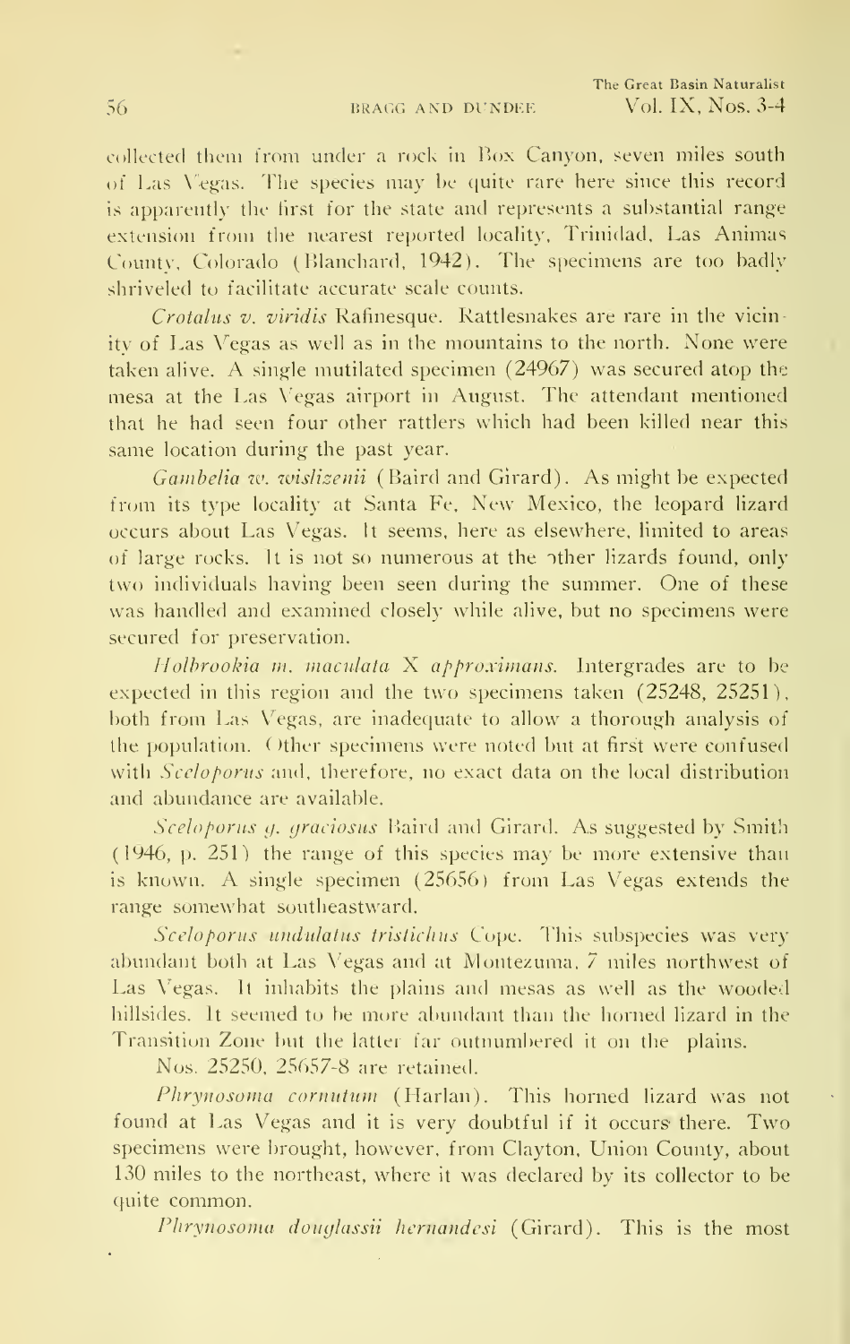collected them from under a rock in Box Canyon, seven miles south of Las Vegas. The species may be quite rare here since this record is apparently the first for the state and represents a substantial range extension from the nearest reported locality, Trinidad, Las Animas County, Colorado (Blanchard, 1942). The specimens are too badly shriveled to facilitate accurate scale counts.

*Crotalus v. viridis* Rafinesque. Rattlesnakes are rare in the vicinity of Las Vegas as well as in the mountains to the north. None were taken alive. A single mutilated specimen (24967) was secured atop the mesa at the Las Vegas airport in August. The attendant mentioned that he had seen four other rattlers which had been killed near this same location during the past year.

*Gambelia w. wislizenii* (Baird and Girard). As might be expected from its type locality at Santa Fe, New Mexico, the leopard lizard occurs about Las Vegas. It seems, here as elsewhere, limited to areas of large rocks. It is not so numerous at the other lizards found, only two individuals having been seen during the summer. One of these was handled and examined closely while alive, but no specimens were secured for preservation.

*Holbrookia m. maculata* X *approximans*. Intergrades are to be expected in this region and the two specimens taken (25248, 25251), both from Las Vegas, are inadequate to allow a thorough analysis of the population. Other specimens were noted but at first were confused with *Sceloporus* and, therefore, no exact data on the local distribution and abundance are available.

*Sceloporus g. graciosus* Baird and Girard. As suggested by Smith (1946, p. 251) the range of this species may be more extensive than is known. A single specimen (25656) from Las Vegas extends the range somewhat southeastward.

*Sceloporus undulatus tristichus* Cope. This subspecies was very abundant both at Las Vegas and at Montezuma, 7 miles northwest of Las Vegas. It inhabits the plains and mesas as well as the wooded hillsides. It seemed to be more abundant than the horned lizard in the Transition Zone but the latter far outnumbered it on the plains.

Nos. 25250, 25657-8 are retained.

*Phrynosoma cornutum* (Harlan). This horned lizard was not found at Las Vegas and it is very doubtful if it occurs there. Two specimens were brought, however, from Clayton, Union County, about 130 miles to the northeast, where it was declared by its collector to be quite common.

*Phrynosoma douglassii hernandesi* (Girard). This is the most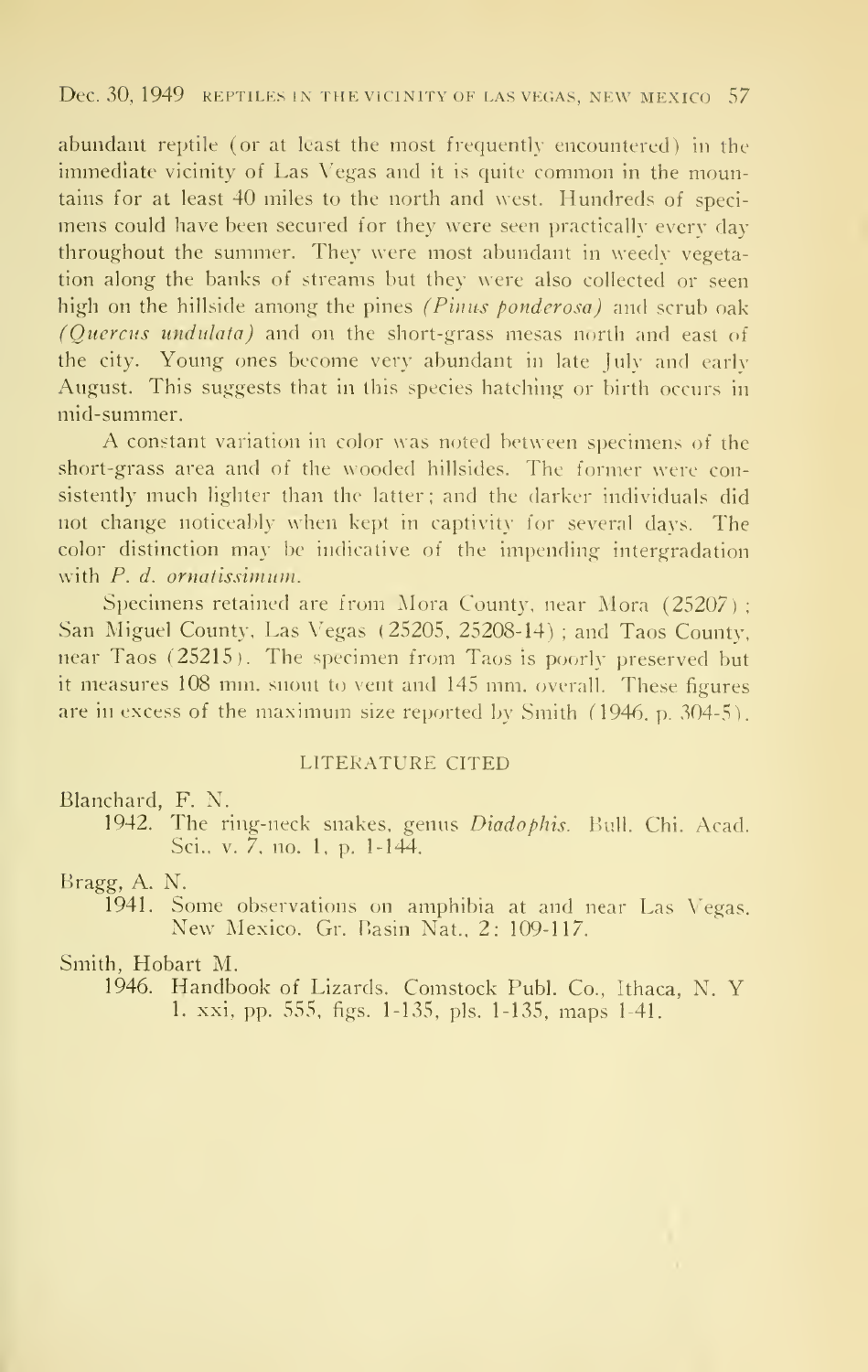abundant reptile (or at least the most frequently encountered) in the immediate vicinity of Las Vegas and it is quite common in the mountains for at least 40 miles to the north and west. Hundreds of specimens could have been secured for they were seen practically every day throughout the summer. They were most abundant in weedy vegetation along the banks of streams but they were also collected or seen high on the hillside among the pines *(Pinus ponderosa)* and scrub oak *(Quercus undulata)* and on the short-grass mesas north and east of the city. Young ones become very abundant in late July and early August. This suggests that in this species hatching or birth occurs in mid-summer.

A constant variation in color was noted between specimens of the short-grass area and of the wooded hillsides. The former were consistently much lighter than the latter; and the darker individuals did not change noticeably when kept in captivity for several days. The color distinction may be indicative of the impending intergradation with *P. d. ornatissimum*.

Specimens retained are from Mora County, near Mora (25207); San Miguel County, Las Vegas (25205, 25208-14); and Taos County, near Taos (25215). The specimen from Taos is poorly preserved but it measures 108 mm. snout to vent and 145 mm. overall. These figures are in excess of the maximum size reported by Smith (1946, p. 304-5).

## LITERATURE CITED

Blanchard, F. N.

1942. The ring-neck snakes, genus *Diadophis*. Bull. Chi. Acad. Sci., v. 7, no. 1, p. 1-144.

Bragg, A. N.

1941. Some observations on amphibia at and near Las Vegas, New Mexico. Gr. Basin Nat., 2: 109-117.

Smith, Hobart M.

1946. Handbook of Lizards. Comstock Publ. Co., Ithaca, N. Y 1. xxi, pp. 555, figs. 1-135, pls. 1-135, maps 1-41.